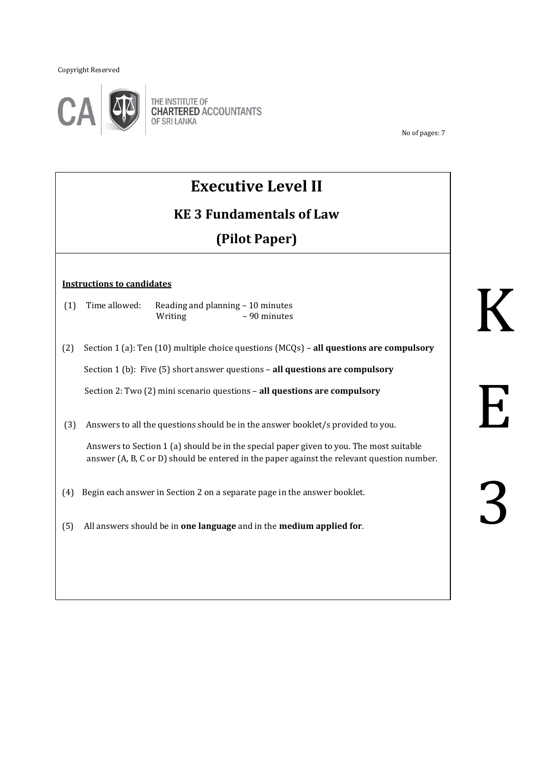Copyright Reserved

THE INSTITUTE OF CHARTERED ACCOUNTANTS OF SRI LANKA

No of pages: 7

# Executive Level II

## KE 3 Fundamentals of Law

## (Pilot Paper)

**Instructions to candidates**

(1) Time allowed: Reading and planning – 10 minutes
Writing – 90 minutes

(2) Section 1 (a): Ten (10) multiple choice questions (MCQs) – **all questions are compulsory**

Section 1 (b): Five (5) short answer questions – **all questions are compulsory**

Section 2: Two (2) mini scenario questions – **all questions are compulsory**

(3) Answers to all the questions should be in the answer booklet/s provided to you.

Answers to Section 1 (a) should be in the special paper given to you. The most suitable answer (A, B, C or D) should be entered in the paper against the relevant question number.

(4) Begin each answer in Section 2 on a separate page in the answer booklet.

(5) All answers should be in **one language** and in the **medium applied for**.

K

E

3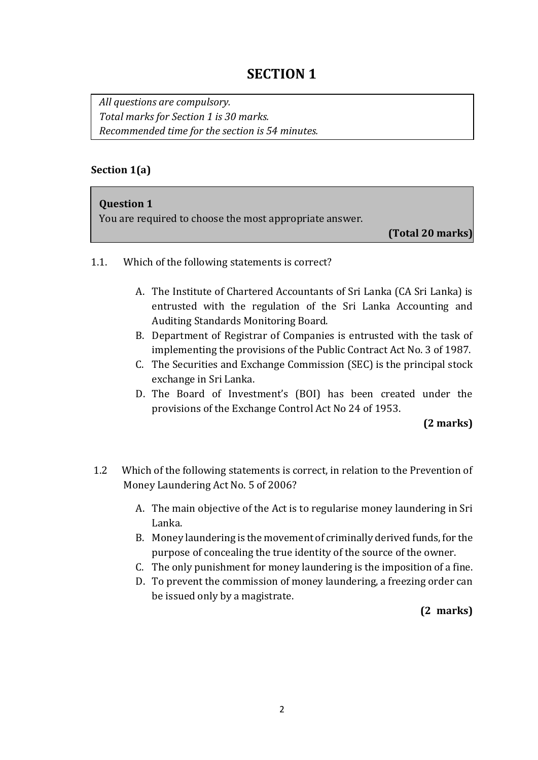# SECTION 1

*All questions are compulsory.*
*Total marks for Section 1 is 30 marks.*
*Recommended time for the section is 54 minutes.*

**Section 1(a)**

**Question 1**
You are required to choose the most appropriate answer.
**(Total 20 marks)**

1.1. Which of the following statements is correct?

A. The Institute of Chartered Accountants of Sri Lanka (CA Sri Lanka) is entrusted with the regulation of the Sri Lanka Accounting and Auditing Standards Monitoring Board.
B. Department of Registrar of Companies is entrusted with the task of implementing the provisions of the Public Contract Act No. 3 of 1987.
C. The Securities and Exchange Commission (SEC) is the principal stock exchange in Sri Lanka.
D. The Board of Investment's (BOI) has been created under the provisions of the Exchange Control Act No 24 of 1953.

**(2 marks)**

1.2 Which of the following statements is correct, in relation to the Prevention of Money Laundering Act No. 5 of 2006?

A. The main objective of the Act is to regularise money laundering in Sri Lanka.
B. Money laundering is the movement of criminally derived funds, for the purpose of concealing the true identity of the source of the owner.
C. The only punishment for money laundering is the imposition of a fine.
D. To prevent the commission of money laundering, a freezing order can be issued only by a magistrate.

**(2 marks)**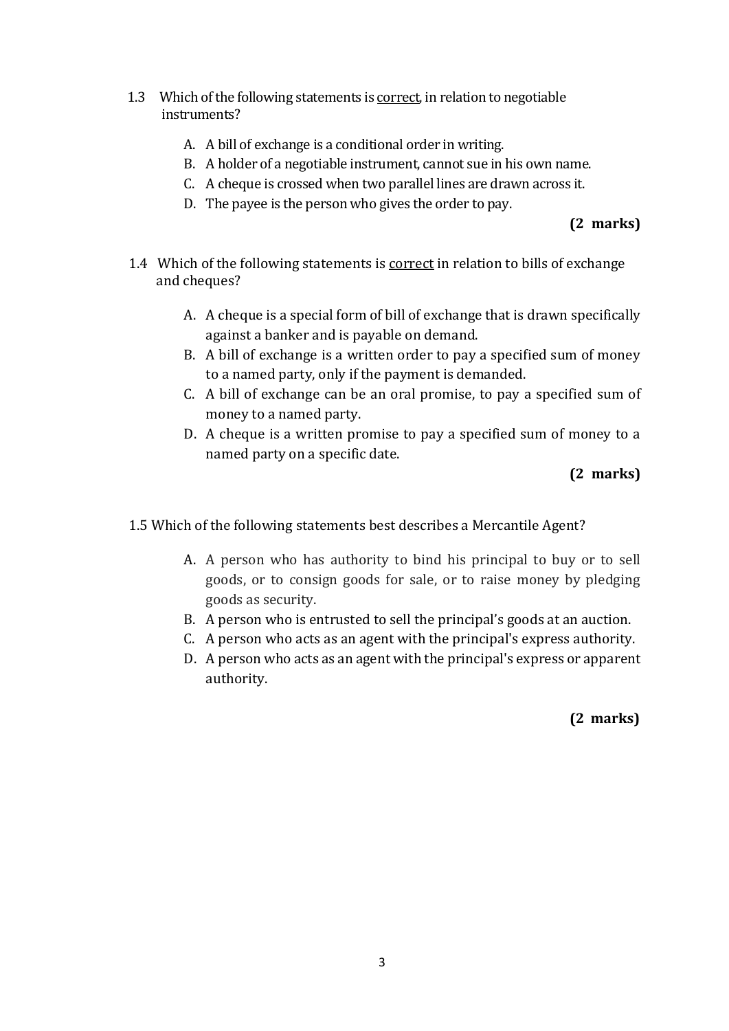1.3 Which of the following statements is <u>correct</u>, in relation to negotiable instruments?

A. A bill of exchange is a conditional order in writing.
B. A holder of a negotiable instrument, cannot sue in his own name.
C. A cheque is crossed when two parallel lines are drawn across it.
D. The payee is the person who gives the order to pay.

**(2 marks)**

1.4 Which of the following statements is <u>correct</u> in relation to bills of exchange and cheques?

A. A cheque is a special form of bill of exchange that is drawn specifically against a banker and is payable on demand.
B. A bill of exchange is a written order to pay a specified sum of money to a named party, only if the payment is demanded.
C. A bill of exchange can be an oral promise, to pay a specified sum of money to a named party.
D. A cheque is a written promise to pay a specified sum of money to a named party on a specific date.

**(2 marks)**

1.5 Which of the following statements best describes a Mercantile Agent?

A. A person who has authority to bind his principal to buy or to sell goods, or to consign goods for sale, or to raise money by pledging goods as security.
B. A person who is entrusted to sell the principal's goods at an auction.
C. A person who acts as an agent with the principal's express authority.
D. A person who acts as an agent with the principal's express or apparent authority.

**(2 marks)**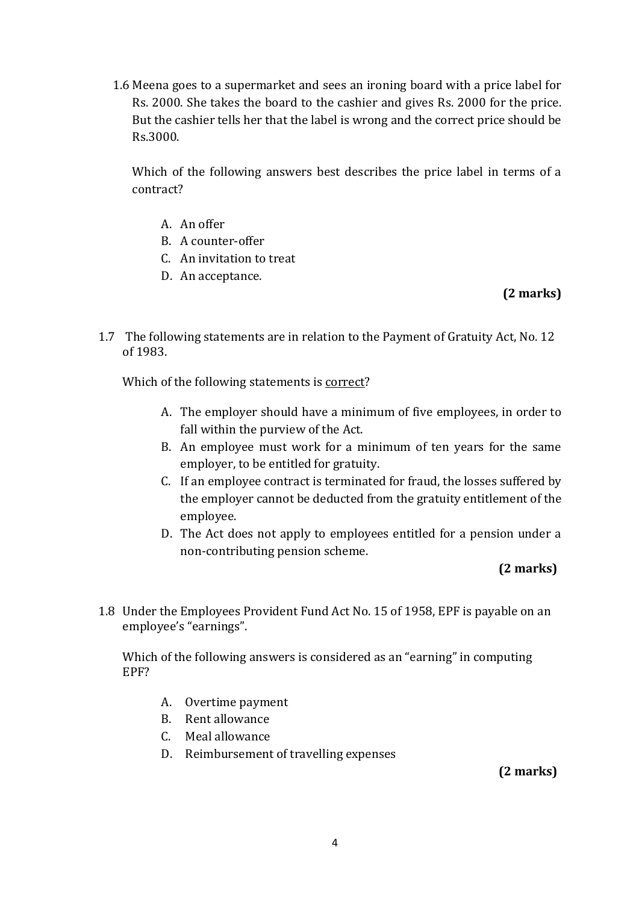1.6 Meena goes to a supermarket and sees an ironing board with a price label for Rs. 2000. She takes the board to the cashier and gives Rs. 2000 for the price. But the cashier tells her that the label is wrong and the correct price should be Rs.3000.

Which of the following answers best describes the price label in terms of a contract?

A. An offer
B. A counter-offer
C. An invitation to treat
D. An acceptance.

**(2 marks)**

1.7 The following statements are in relation to the Payment of Gratuity Act, No. 12 of 1983.

Which of the following statements is <u>correct</u>?

A. The employer should have a minimum of five employees, in order to fall within the purview of the Act.
B. An employee must work for a minimum of ten years for the same employer, to be entitled for gratuity.
C. If an employee contract is terminated for fraud, the losses suffered by the employer cannot be deducted from the gratuity entitlement of the employee.
D. The Act does not apply to employees entitled for a pension under a non-contributing pension scheme.

**(2 marks)**

1.8 Under the Employees Provident Fund Act No. 15 of 1958, EPF is payable on an employee's "earnings".

Which of the following answers is considered as an "earning" in computing EPF?

A. Overtime payment
B. Rent allowance
C. Meal allowance
D. Reimbursement of travelling expenses

**(2 marks)**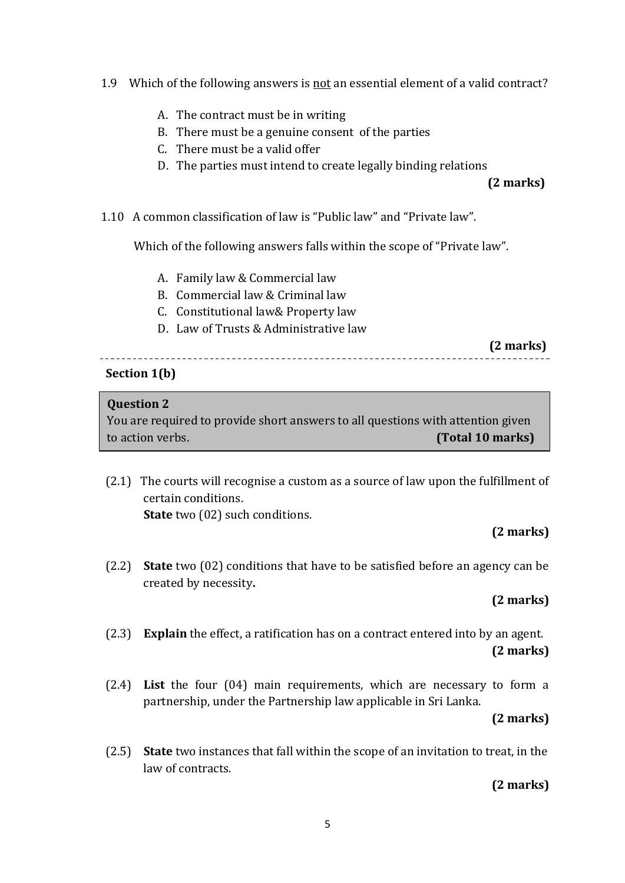1.9 Which of the following answers is <u>not</u> an essential element of a valid contract?

A. The contract must be in writing
B. There must be a genuine consent of the parties
C. There must be a valid offer
D. The parties must intend to create legally binding relations

**(2 marks)**

1.10 A common classification of law is "Public law" and "Private law".

Which of the following answers falls within the scope of "Private law".

A. Family law & Commercial law
B. Commercial law & Criminal law
C. Constitutional law& Property law
D. Law of Trusts & Administrative law

**(2 marks)**

---

**Section 1(b)**

**Question 2**
You are required to provide short answers to all questions with attention given to action verbs. **(Total 10 marks)**

(2.1) The courts will recognise a custom as a source of law upon the fulfillment of certain conditions.
**State** two (02) such conditions.

**(2 marks)**

(2.2) **State** two (02) conditions that have to be satisfied before an agency can be created by necessity**.**

**(2 marks)**

(2.3) **Explain** the effect, a ratification has on a contract entered into by an agent.

**(2 marks)**

(2.4) **List** the four (04) main requirements, which are necessary to form a partnership, under the Partnership law applicable in Sri Lanka.

**(2 marks)**

(2.5) **State** two instances that fall within the scope of an invitation to treat, in the law of contracts.

**(2 marks)**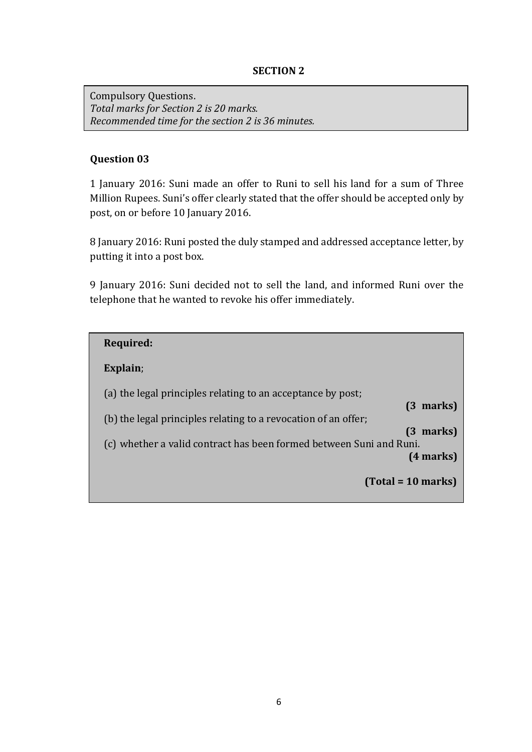## SECTION 2

Compulsory Questions.
*Total marks for Section 2 is 20 marks.*
*Recommended time for the section 2 is 36 minutes.*

### Question 03

1 January 2016: Suni made an offer to Runi to sell his land for a sum of Three Million Rupees. Suni's offer clearly stated that the offer should be accepted only by post, on or before 10 January 2016.

8 January 2016: Runi posted the duly stamped and addressed acceptance letter, by putting it into a post box.

9 January 2016: Suni decided not to sell the land, and informed Runi over the telephone that he wanted to revoke his offer immediately.

**Required:**

**Explain**;

(a) the legal principles relating to an acceptance by post; **(3 marks)**

(b) the legal principles relating to a revocation of an offer; **(3 marks)**

(c) whether a valid contract has been formed between Suni and Runi. **(4 marks)**

**(Total = 10 marks)**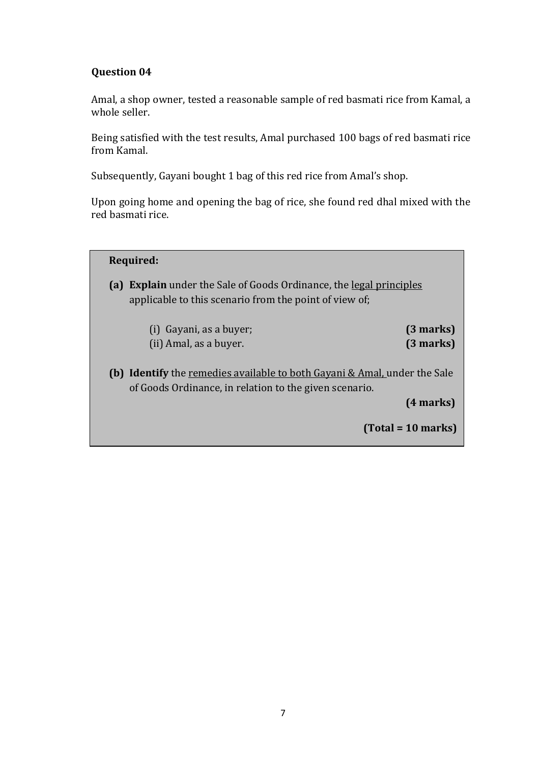**Question 04**

Amal, a shop owner, tested a reasonable sample of red basmati rice from Kamal, a whole seller.

Being satisfied with the test results, Amal purchased 100 bags of red basmati rice from Kamal.

Subsequently, Gayani bought 1 bag of this red rice from Amal's shop.

Upon going home and opening the bag of rice, she found red dhal mixed with the red basmati rice.

**Required:**

**(a) Explain** under the Sale of Goods Ordinance, the legal principles applicable to this scenario from the point of view of;

(i) Gayani, as a buyer; **(3 marks)**

(ii) Amal, as a buyer. **(3 marks)**

**(b) Identify** the remedies available to both Gayani & Amal, under the Sale of Goods Ordinance, in relation to the given scenario. **(4 marks)**

**(Total = 10 marks)**